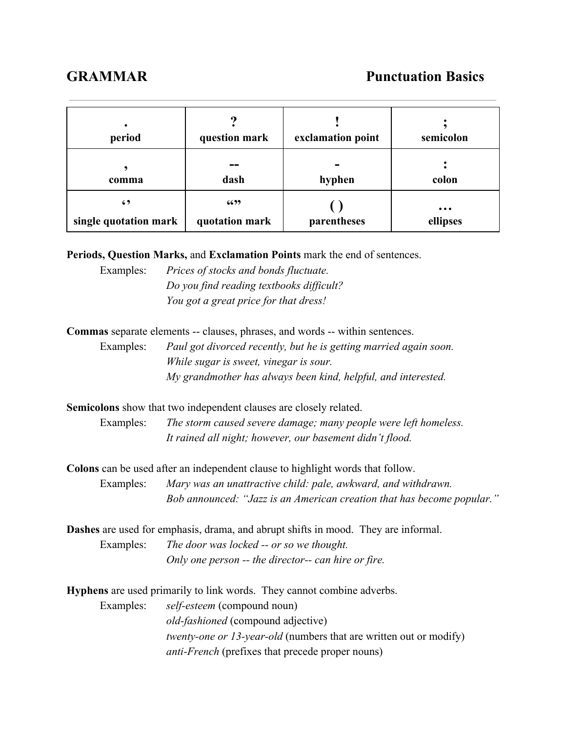# GRAMMAR Punctuation Basics

| | | | |
|---|---|---|---|
| **.** <br> **period** | **?** <br> **question mark** | **!** <br> **exclamation point** | **;** <br> **semicolon** |
| **,** <br> **comma** | **--** <br> **dash** | **-** <br> **hyphen** | **:** <br> **colon** |
| **‘ ’** <br> **single quotation mark** | **“ ”** <br> **quotation mark** | **( )** <br> **parentheses** | **…** <br> **ellipses** |

**Periods, Question Marks,** and **Exclamation Points** mark the end of sentences.

Examples: *Prices of stocks and bonds fluctuate.*
*Do you find reading textbooks difficult?*
*You got a great price for that dress!*

**Commas** separate elements -- clauses, phrases, and words -- within sentences.

Examples: *Paul got divorced recently, but he is getting married again soon.*
*While sugar is sweet, vinegar is sour.*
*My grandmother has always been kind, helpful, and interested.*

**Semicolons** show that two independent clauses are closely related.

Examples: *The storm caused severe damage; many people were left homeless.*
*It rained all night; however, our basement didn’t flood.*

**Colons** can be used after an independent clause to highlight words that follow.

Examples: *Mary was an unattractive child: pale, awkward, and withdrawn.*
*Bob announced: “Jazz is an American creation that has become popular.”*

**Dashes** are used for emphasis, drama, and abrupt shifts in mood. They are informal.

Examples: *The door was locked -- or so we thought.*
*Only one person -- the director-- can hire or fire.*

**Hyphens** are used primarily to link words. They cannot combine adverbs.

Examples: *self-esteem* (compound noun)
*old-fashioned* (compound adjective)
*twenty-one or 13-year-old* (numbers that are written out or modify)
*anti-French* (prefixes that precede proper nouns)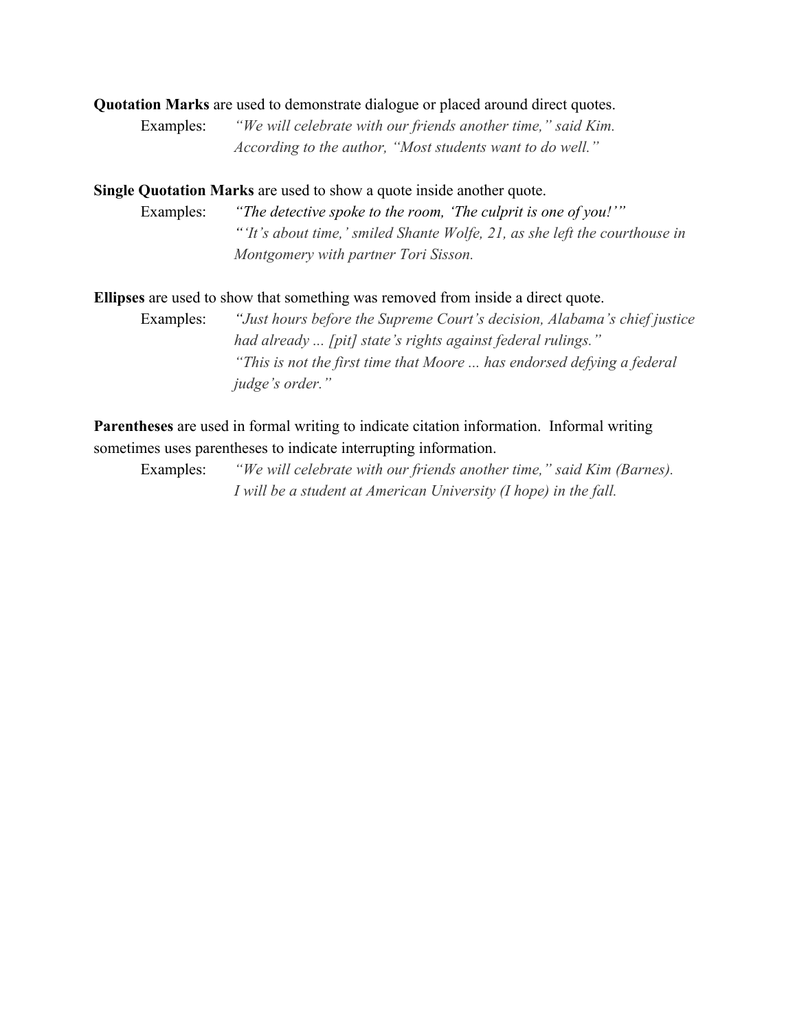**Quotation Marks** are used to demonstrate dialogue or placed around direct quotes.

Examples: *"We will celebrate with our friends another time," said Kim.*
*According to the author, "Most students want to do well."*

**Single Quotation Marks** are used to show a quote inside another quote.

Examples: *"The detective spoke to the room, 'The culprit is one of you!'"*
*"'It's about time,' smiled Shante Wolfe, 21, as she left the courthouse in Montgomery with partner Tori Sisson.*

**Ellipses** are used to show that something was removed from inside a direct quote.

Examples: *"Just hours before the Supreme Court's decision, Alabama's chief justice had already ... [pit] state's rights against federal rulings."*
*"This is not the first time that Moore ... has endorsed defying a federal judge's order."*

**Parentheses** are used in formal writing to indicate citation information. Informal writing sometimes uses parentheses to indicate interrupting information.

Examples: *"We will celebrate with our friends another time," said Kim (Barnes).*
*I will be a student at American University (I hope) in the fall.*